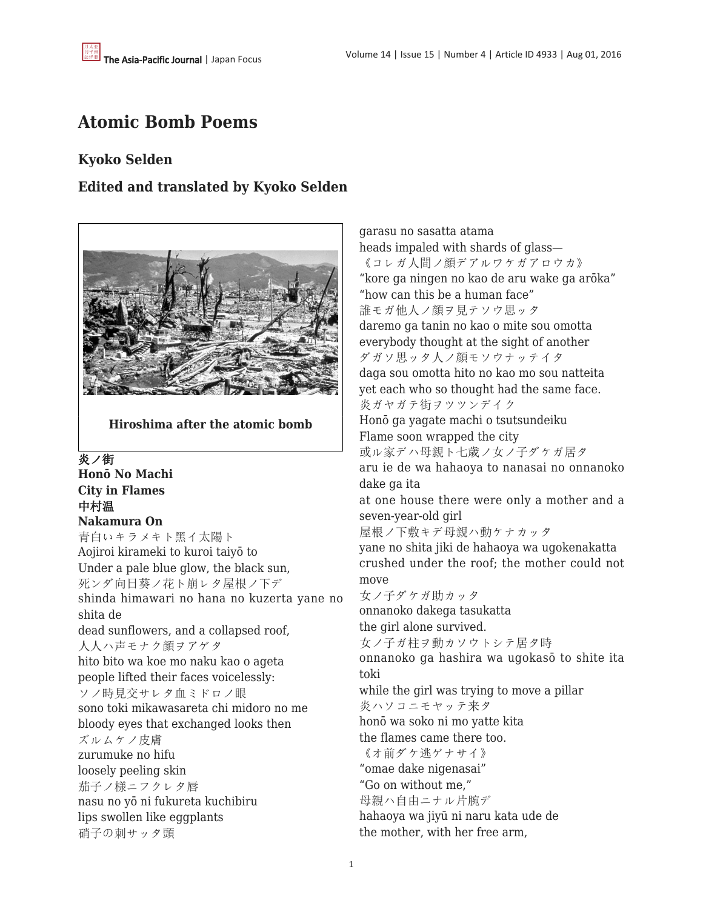# Atomic Bomb Poems

## Kyoko Selden

## Edited and translated by Kyoko Selden

Hiroshima after the atomic bomb

**炎ノ街**
**Honō No Machi**
**City in Flames**
**中村温**
**Nakamura On**

青白いキラメキト黒イ太陽ト
Aojiroi kirameki to kuroi taiyō to
Under a pale blue glow, the black sun,
死ンダ向日葵ノ花ト崩レタ屋根ノ下デ
shinda himawari no hana no kuzerta yane no shita de
dead sunflowers, and a collapsed roof,
人人ハ声モナク顔ヲアゲタ
hito bito wa koe mo naku kao o ageta
people lifted their faces voicelessly:
ソノ時見交サレタ血ミドロノ眼
sono toki mikawasareta chi midoro no me
bloody eyes that exchanged looks then
ズルムケノ皮膚
zurumuke no hifu
loosely peeling skin
茄子ノ様ニフクレタ唇
nasu no yō ni fukureta kuchibiru
lips swollen like eggplants
硝子の刺サッタ頭
garasu no sasatta atama
heads impaled with shards of glass—
《コレガ人間ノ顔デアルワケガアロウカ》
"kore ga ningen no kao de aru wake ga arōka"
"how can this be a human face"
誰モガ他人ノ顔ヲ見テソウ思ッタ
daremo ga tanin no kao o mite sou omotta
everybody thought at the sight of another
ダガソ思ッタ人ノ顔モソウナッテイタ
daga sou omotta hito no kao mo sou natteita
yet each who so thought had the same face.
炎ガヤガテ街ヲツツンデイク
Honō ga yagate machi o tsutsundeiku
Flame soon wrapped the city
或ル家デハ母親ト七歳ノ女ノ子ダケガ居タ
aru ie de wa hahaoya to nanasai no onnanoko dake ga ita
at one house there were only a mother and a seven-year-old girl
屋根ノ下敷キデ母親ハ動ケナカッタ
yane no shita jiki de hahaoya wa ugokenakatta
crushed under the roof; the mother could not move
女ノ子ダケガ助カッタ
onnanoko dakega tasukatta
the girl alone survived.
女ノ子ガ柱ヲ動カソウトシテ居タ時
onnanoko ga hashira wa ugokasō to shite ita toki
while the girl was trying to move a pillar
炎ハソコニモヤッテ来タ
honō wa soko ni mo yatte kita
the flames came there too.
《オ前ダケ逃ゲナサイ》
"omae dake nigenasai"
"Go on without me,"
母親ハ自由ニナル片腕デ
hahaoya wa jiyū ni naru kata ude de
the mother, with her free arm,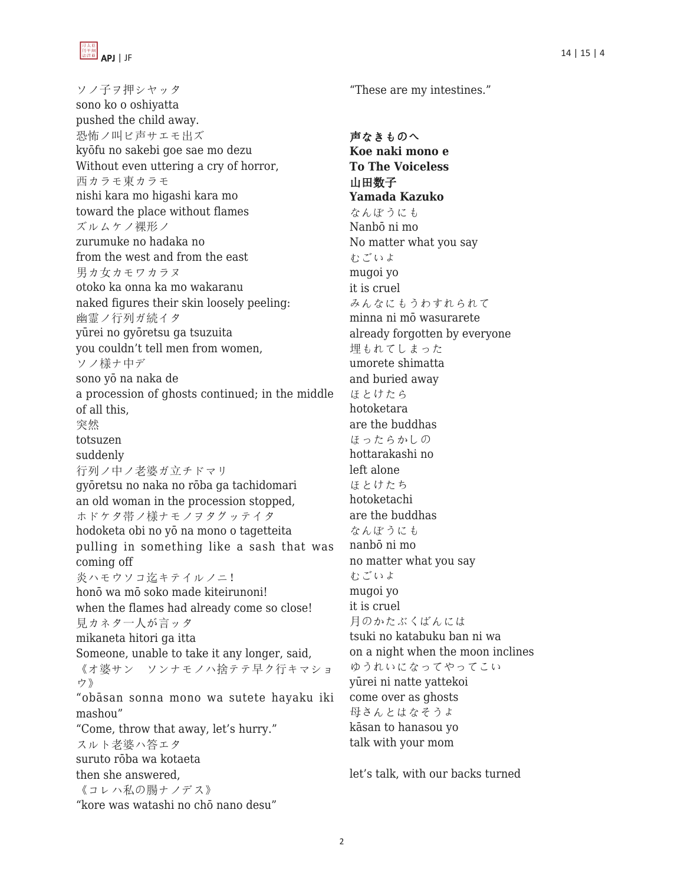ソノ子ヲ押シヤッタ
sono ko o oshiyatta
pushed the child away.
恐怖ノ叫ビ声サエモ出ズ
kyōfu no sakebi goe sae mo dezu
Without even uttering a cry of horror,
西カラモ東カラモ
nishi kara mo higashi kara mo
toward the place without flames
ズルムケノ裸形ノ
zurumuke no hadaka no
from the west and from the east
男カ女カモワカラヌ
otoko ka onna ka mo wakaranu
naked figures their skin loosely peeling:
幽霊ノ行列ガ続イタ
yūrei no gyōretsu ga tsuzuita
you couldn't tell men from women,
ソノ様ナ中デ
sono yō na naka de
a procession of ghosts continued; in the middle of all this,
突然
totsuzen
suddenly
行列ノ中ノ老婆ガ立チドマリ
gyōretsu no naka no rōba ga tachidomari
an old woman in the procession stopped,
ホドケタ帯ノ様ナモノヲタグッテイタ
hodoketa obi no yō na mono o tagetteita
pulling in something like a sash that was coming off
炎ハモウソコ迄キテイルノニ!
honō wa mō soko made kiteirunoni!
when the flames had already come so close!
見カネタ一人が言ッタ
mikaneta hitori ga itta
Someone, unable to take it any longer, said,
《オ婆サン　ソンナモノハ捨テテ早ク行キマショウ》
"obāsan sonna mono wa sutete hayaku iki mashou"
"Come, throw that away, let's hurry."
スルト老婆ハ答エタ
suruto rōba wa kotaeta
then she answered,
《コレハ私の腸ナノデス》
"kore was watashi no chō nano desu"
"These are my intestines."

**声なきものへ**
**Koe naki mono e**
**To The Voiceless**
**山田数子**
**Yamada Kazuko**

なんぼうにも
Nanbō ni mo
No matter what you say
むごいよ
mugoi yo
it is cruel
みんなにもうわすれられて
minna ni mō wasurarete
already forgotten by everyone
埋もれてしまった
umorete shimatta
and buried away
ほとけたら
hotoketara
are the buddhas
ほったらかしの
hottarakashi no
left alone
ほとけたち
hotoketachi
are the buddhas
なんぼうにも
nanbō ni mo
no matter what you say
むごいよ
mugoi yo
it is cruel
月のかたぶくばんには
tsuki no katabuku ban ni wa
on a night when the moon inclines
ゆうれいになってやってこい
yūrei ni natte yattekoi
come over as ghosts
母さんとはなそうよ
kāsan to hanasou yo
talk with your mom

let's talk, with our backs turned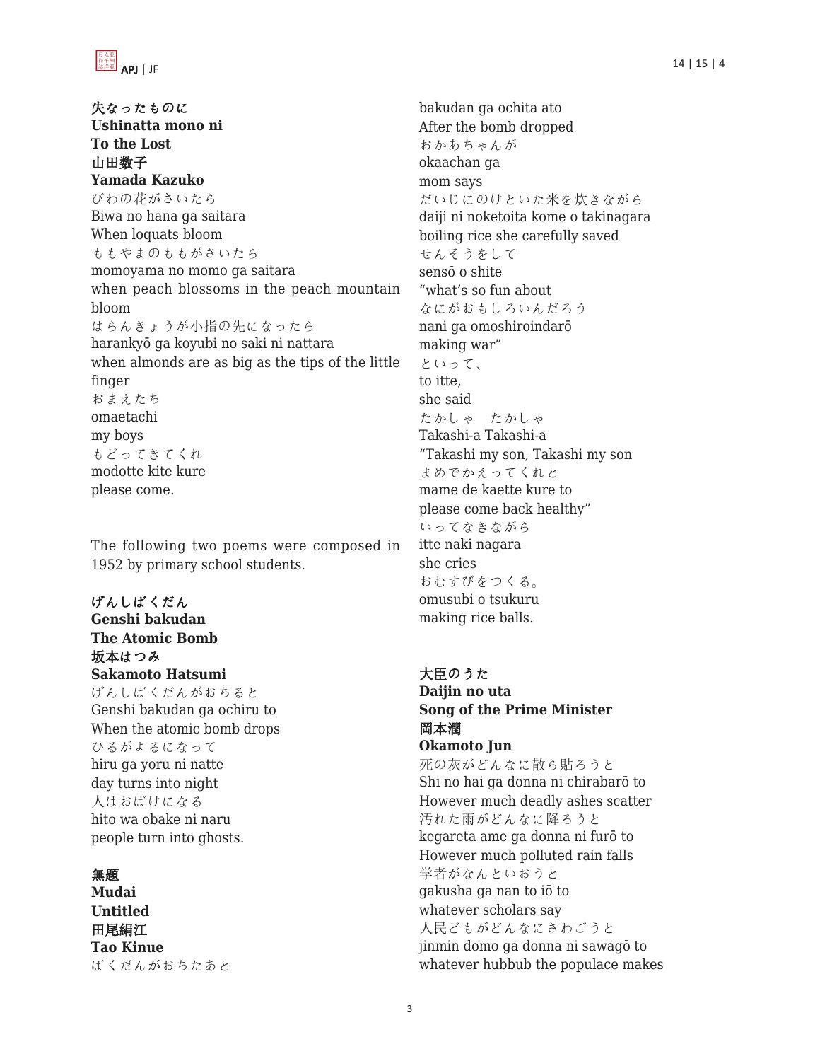**失なったものに**
**Ushinatta mono ni**
**To the Lost**
**山田数子**
**Yamada Kazuko**

びわの花がさいたら
Biwa no hana ga saitara
When loquats bloom
ももやまのももがさいたら
momoyama no momo ga saitara
when peach blossoms in the peach mountain bloom
はらんきょうが小指の先になったら
harankyō ga koyubi no saki ni nattara
when almonds are as big as the tips of the little finger
おまえたち
omaetachi
my boys
もどってきてくれ
modotte kite kure
please come.

The following two poems were composed in 1952 by primary school students.

**げんしばくだん**
**Genshi bakudan**
**The Atomic Bomb**
**坂本はつみ**
**Sakamoto Hatsumi**

げんしばくだんがおちると
Genshi bakudan ga ochiru to
When the atomic bomb drops
ひるがよるになって
hiru ga yoru ni natte
day turns into night
人はおばけになる
hito wa obake ni naru
people turn into ghosts.

**無題**
**Mudai**
**Untitled**
**田尾絹江**
**Tao Kinue**

ばくだんがおちたあと
bakudan ga ochita ato
After the bomb dropped
おかあちゃんが
okaachan ga
mom says
だいじにのけといた米を炊きながら
daiji ni noketoita kome o takinagara
boiling rice she carefully saved
せんそうをして
sensō o shite
“what’s so fun about
なにがおもしろいんだろう
nani ga omoshiroindarō
making war”
といって、
to itte,
she said
たかしゃ　たかしゃ
Takashi-a Takashi-a
“Takashi my son, Takashi my son
まめでかえってくれと
mame de kaette kure to
please come back healthy”
いってなきながら
itte naki nagara
she cries
おむすびをつくる。
omusubi o tsukuru
making rice balls.

**大臣のうた**
**Daijin no uta**
**Song of the Prime Minister**
**岡本潤**
**Okamoto Jun**

死の灰がどんなに散ら貼ろうと
Shi no hai ga donna ni chirabarō to
However much deadly ashes scatter
汚れた雨がどんなに降ろうと
kegareta ame ga donna ni furō to
However much polluted rain falls
学者がなんといおうと
gakusha ga nan to iō to
whatever scholars say
人民どもがどんなにさわごうと
jinmin domo ga donna ni sawagō to
whatever hubbub the populace makes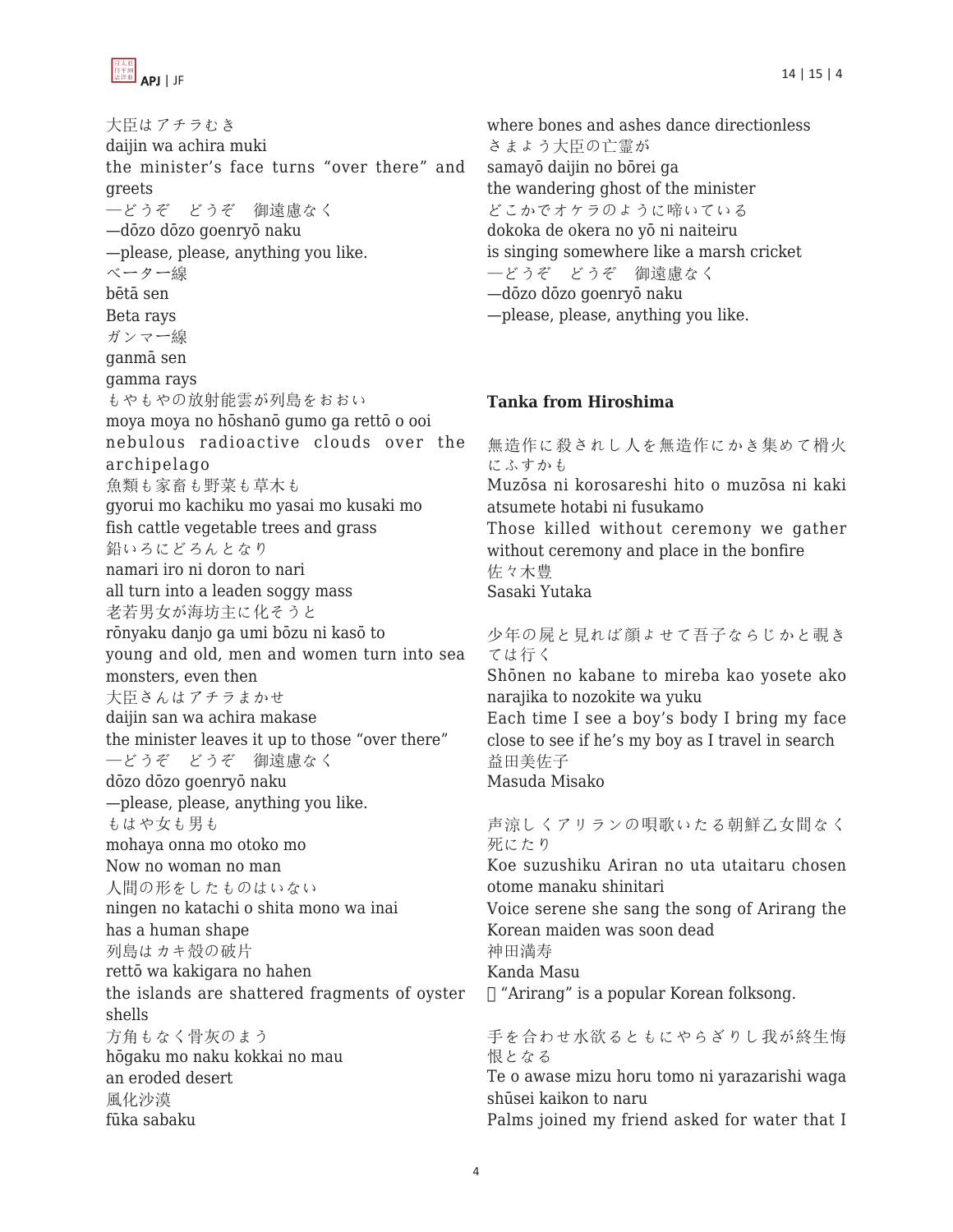大臣はアチラむき
daijin wa achira muki
the minister's face turns "over there" and greets
—どうぞ　どうぞ　御遠慮なく
—dōzo dōzo goenryō naku
—please, please, anything you like.
ベーター線
bētā sen
Beta rays
ガンマー線
ganmā sen
gamma rays
もやもやの放射能雲が列島をおおい
moya moya no hōshanō gumo ga rettō o ooi
nebulous radioactive clouds over the archipelago
魚類も家畜も野菜も草木も
gyorui mo kachiku mo yasai mo kusaki mo
fish cattle vegetable trees and grass
鉛いろにどろんとなり
namari iro ni doron to nari
all turn into a leaden soggy mass
老若男女が海坊主に化そうと
rōnyaku danjo ga umi bōzu ni kasō to
young and old, men and women turn into sea monsters, even then
大臣さんはアチラまかせ
daijin san wa achira makase
the minister leaves it up to those "over there"
—どうぞ　どうぞ　御遠慮なく
dōzo dōzo goenryō naku
—please, please, anything you like.
もはや女も男も
mohaya onna mo otoko mo
Now no woman no man
人間の形をしたものはいない
ningen no katachi o shita mono wa inai
has a human shape
列島はカキ殻の破片
rettō wa kakigara no hahen
the islands are shattered fragments of oyster shells
方角もなく骨灰のまう
hōgaku mo naku kokkai no mau
an eroded desert
風化沙漠
fūka sabaku
where bones and ashes dance directionless
さまよう大臣の亡霊が
samayō daijin no bōrei ga
the wandering ghost of the minister
どこかでオケラのように啼いている
dokoka de okera no yō ni naiteiru
is singing somewhere like a marsh cricket
—どうぞ　どうぞ　御遠慮なく
—dōzo dōzo goenryō naku
—please, please, anything you like.

**Tanka from Hiroshima**

無造作に殺されし人を無造作にかき集めて榾火にふすかも
Muzōsa ni korosareshi hito o muzōsa ni kaki atsumete hotabi ni fusukamo
Those killed without ceremony we gather without ceremony and place in the bonfire
佐々木豊
Sasaki Yutaka

少年の屍と見れば顔よせて吾子ならじかと覗きては行く
Shōnen no kabane to mireba kao yosete ako narajika to nozokite wa yuku
Each time I see a boy's body I bring my face close to see if he's my boy as I travel in search
益田美佐子
Masuda Misako

声涼しくアリランの唄歌いたる朝鮮乙女間なく死にたり
Koe suzushiku Ariran no uta utaitaru chosen otome manaku shinitari
Voice serene she sang the song of Arirang the Korean maiden was soon dead
神田満寿
Kanda Masu
"Arirang" is a popular Korean folksong.

手を合わせ水欲るともにやらざりし我が終生悔恨となる
Te o awase mizu horu tomo ni yarazarishi waga shūsei kaikon to naru
Palms joined my friend asked for water that I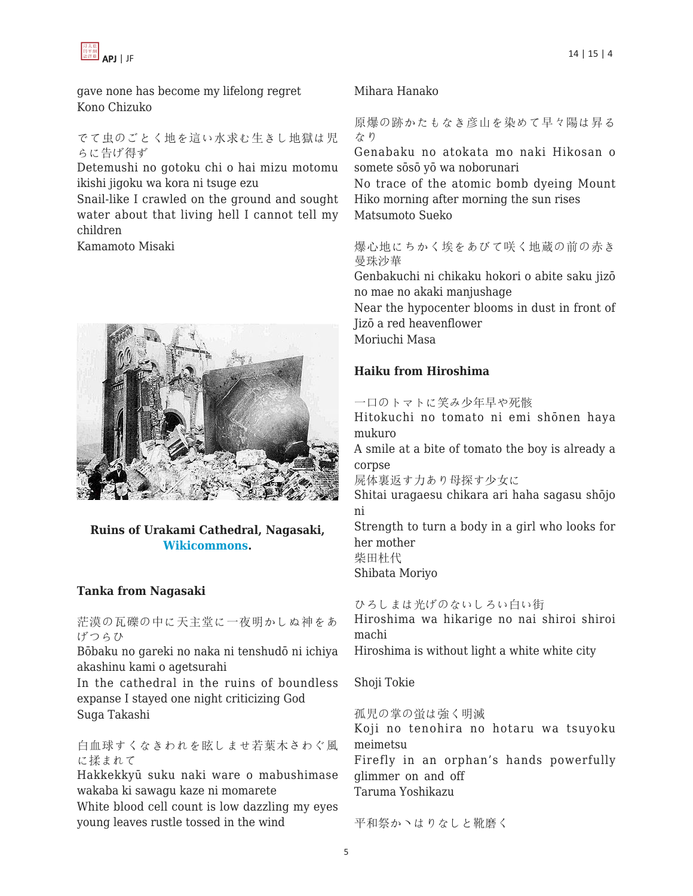gave none has become my lifelong regret
Kono Chizuko

でて虫のごとく地を這い水求む生きし地獄は児らに告げ得ず
Detemushi no gotoku chi o hai mizu motomu ikishi jigoku wa kora ni tsuge ezu
Snail-like I crawled on the ground and sought water about that living hell I cannot tell my children
Kamamoto Misaki

**Ruins of Urakami Cathedral, Nagasaki, Wikicommons.**

**Tanka from Nagasaki**

茫漠の瓦礫の中に天主堂に一夜明かしぬ神をあげつらひ
Bōbaku no gareki no naka ni tenshudō ni ichiya akashinu kami o agetsurahi
In the cathedral in the ruins of boundless expanse I stayed one night criticizing God
Suga Takashi

白血球すくなきわれを眩しませ若葉木さわぐ風に揉まれて
Hakkekkyū suku naki ware o mabushimase wakaba ki sawagu kaze ni momarete
White blood cell count is low dazzling my eyes young leaves rustle tossed in the wind
Mihara Hanako

原爆の跡かたもなき彦山を染めて早々陽は昇るなり
Genabaku no atokata mo naki Hikosan o somete sōsō yō wa noborunari
No trace of the atomic bomb dyeing Mount Hiko morning after morning the sun rises
Matsumoto Sueko

爆心地にちかく埃をあびて咲く地蔵の前の赤き曼珠沙華
Genbakuchi ni chikaku hokori o abite saku jizō no mae no akaki manjushage
Near the hypocenter blooms in dust in front of Jizō a red heavenflower
Moriuchi Masa

**Haiku from Hiroshima**

一口のトマトに笑み少年早や死骸
Hitokuchi no tomato ni emi shōnen haya mukuro
A smile at a bite of tomato the boy is already a corpse
屍体裏返す力あり母探す少女に
Shitai uragaesu chikara ari haha sagasu shōjo ni
Strength to turn a body in a girl who looks for her mother
柴田杜代
Shibata Moriyo

ひろしまは光げのないしろい白い街
Hiroshima wa hikarige no nai shiroi shiroi machi
Hiroshima is without light a white white city

Shoji Tokie

孤児の掌の蛍は強く明滅
Koji no tenohira no hotaru wa tsuyoku meimetsu
Firefly in an orphan's hands powerfully glimmer on and off
Taruma Yoshikazu

平和祭かゝはりなしと靴磨く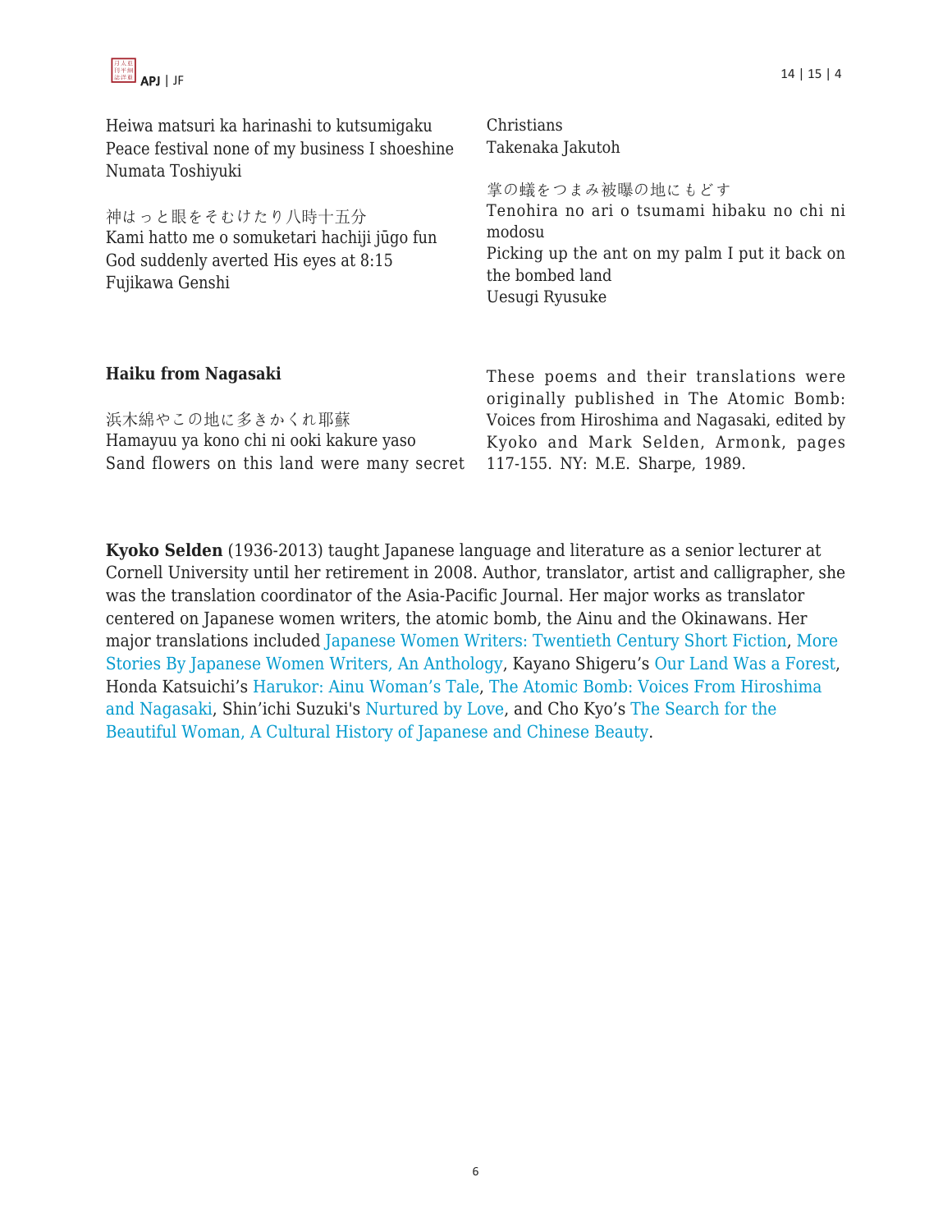Heiwa matsuri ka harinashi to kutsumigaku
Peace festival none of my business I shoeshine
Numata Toshiyuki

神はっと眼をそむけたり八時十五分
Kami hatto me o somuketari hachiji jūgo fun
God suddenly averted His eyes at 8:15
Fujikawa Genshi

掌の蟻をつまみ被曝の地にもどす
Tenohira no ari o tsumami hibaku no chi ni modosu
Picking up the ant on my palm I put it back on the bombed land
Uesugi Ryusuke

**Haiku from Nagasaki**

浜木綿やこの地に多きかくれ耶蘇
Hamayuu ya kono chi ni ooki kakure yaso
Sand flowers on this land were many secret Christians
Takenaka Jakutoh

These poems and their translations were originally published in The Atomic Bomb: Voices from Hiroshima and Nagasaki, edited by Kyoko and Mark Selden, Armonk, pages 117-155. NY: M.E. Sharpe, 1989.

**Kyoko Selden** (1936-2013) taught Japanese language and literature as a senior lecturer at Cornell University until her retirement in 2008. Author, translator, artist and calligrapher, she was the translation coordinator of the Asia-Pacific Journal. Her major works as translator centered on Japanese women writers, the atomic bomb, the Ainu and the Okinawans. Her major translations included Japanese Women Writers: Twentieth Century Short Fiction, More Stories By Japanese Women Writers, An Anthology, Kayano Shigeru's Our Land Was a Forest, Honda Katsuichi's Harukor: Ainu Woman's Tale, The Atomic Bomb: Voices From Hiroshima and Nagasaki, Shin'ichi Suzuki's Nurtured by Love, and Cho Kyo's The Search for the Beautiful Woman, A Cultural History of Japanese and Chinese Beauty.